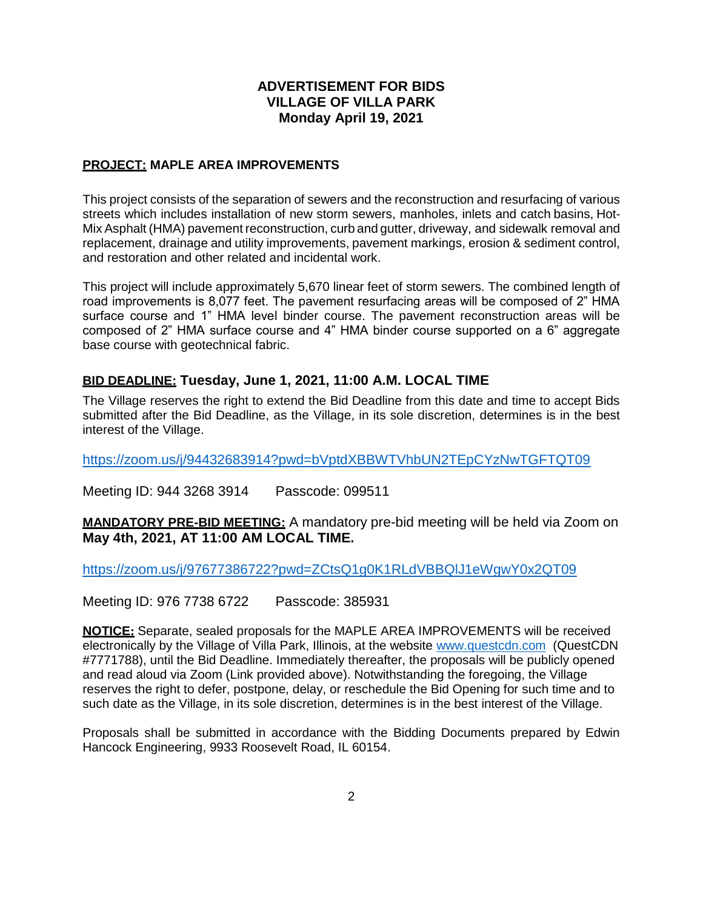# ADVERTISEMENT FOR BIDS
# VILLAGE OF VILLA PARK
# Monday April 19, 2021

**PROJECT: MAPLE AREA IMPROVEMENTS**

This project consists of the separation of sewers and the reconstruction and resurfacing of various streets which includes installation of new storm sewers, manholes, inlets and catch basins, Hot-Mix Asphalt (HMA) pavement reconstruction, curb and gutter, driveway, and sidewalk removal and replacement, drainage and utility improvements, pavement markings, erosion & sediment control, and restoration and other related and incidental work.

This project will include approximately 5,670 linear feet of storm sewers. The combined length of road improvements is 8,077 feet. The pavement resurfacing areas will be composed of 2" HMA surface course and 1" HMA level binder course. The pavement reconstruction areas will be composed of 2" HMA surface course and 4" HMA binder course supported on a 6" aggregate base course with geotechnical fabric.

**BID DEADLINE: Tuesday, June 1, 2021, 11:00 A.M. LOCAL TIME**

The Village reserves the right to extend the Bid Deadline from this date and time to accept Bids submitted after the Bid Deadline, as the Village, in its sole discretion, determines is in the best interest of the Village.

https://zoom.us/j/94432683914?pwd=bVptdXBBWTVhbUN2TEpCYzNwTGFTQT09

Meeting ID: 944 3268 3914 Passcode: 099511

**MANDATORY PRE-BID MEETING:** A mandatory pre-bid meeting will be held via Zoom on **May 4th, 2021, AT 11:00 AM LOCAL TIME.**

https://zoom.us/j/97677386722?pwd=ZCtsQ1g0K1RLdVBBQlJ1eWgwY0x2QT09

Meeting ID: 976 7738 6722 Passcode: 385931

**NOTICE:** Separate, sealed proposals for the MAPLE AREA IMPROVEMENTS will be received electronically by the Village of Villa Park, Illinois, at the website www.questcdn.com (QuestCDN #7771788), until the Bid Deadline. Immediately thereafter, the proposals will be publicly opened and read aloud via Zoom (Link provided above). Notwithstanding the foregoing, the Village reserves the right to defer, postpone, delay, or reschedule the Bid Opening for such time and to such date as the Village, in its sole discretion, determines is in the best interest of the Village.

Proposals shall be submitted in accordance with the Bidding Documents prepared by Edwin Hancock Engineering, 9933 Roosevelt Road, IL 60154.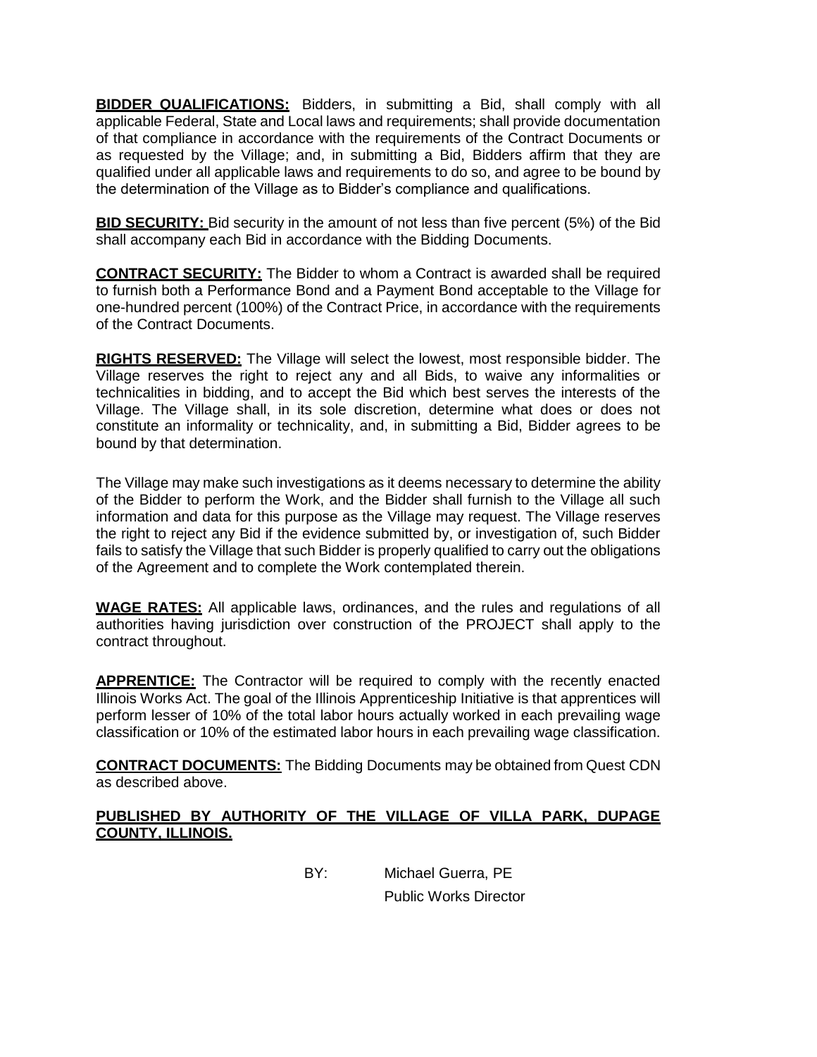**BIDDER QUALIFICATIONS:** Bidders, in submitting a Bid, shall comply with all applicable Federal, State and Local laws and requirements; shall provide documentation of that compliance in accordance with the requirements of the Contract Documents or as requested by the Village; and, in submitting a Bid, Bidders affirm that they are qualified under all applicable laws and requirements to do so, and agree to be bound by the determination of the Village as to Bidder's compliance and qualifications.

**BID SECURITY:** Bid security in the amount of not less than five percent (5%) of the Bid shall accompany each Bid in accordance with the Bidding Documents.

**CONTRACT SECURITY:** The Bidder to whom a Contract is awarded shall be required to furnish both a Performance Bond and a Payment Bond acceptable to the Village for one-hundred percent (100%) of the Contract Price, in accordance with the requirements of the Contract Documents.

**RIGHTS RESERVED:** The Village will select the lowest, most responsible bidder. The Village reserves the right to reject any and all Bids, to waive any informalities or technicalities in bidding, and to accept the Bid which best serves the interests of the Village. The Village shall, in its sole discretion, determine what does or does not constitute an informality or technicality, and, in submitting a Bid, Bidder agrees to be bound by that determination.

The Village may make such investigations as it deems necessary to determine the ability of the Bidder to perform the Work, and the Bidder shall furnish to the Village all such information and data for this purpose as the Village may request. The Village reserves the right to reject any Bid if the evidence submitted by, or investigation of, such Bidder fails to satisfy the Village that such Bidder is properly qualified to carry out the obligations of the Agreement and to complete the Work contemplated therein.

**WAGE RATES:** All applicable laws, ordinances, and the rules and regulations of all authorities having jurisdiction over construction of the PROJECT shall apply to the contract throughout.

**APPRENTICE:** The Contractor will be required to comply with the recently enacted Illinois Works Act. The goal of the Illinois Apprenticeship Initiative is that apprentices will perform lesser of 10% of the total labor hours actually worked in each prevailing wage classification or 10% of the estimated labor hours in each prevailing wage classification.

**CONTRACT DOCUMENTS:** The Bidding Documents may be obtained from Quest CDN as described above.

**PUBLISHED BY AUTHORITY OF THE VILLAGE OF VILLA PARK, DUPAGE COUNTY, ILLINOIS.**

BY: Michael Guerra, PE
Public Works Director